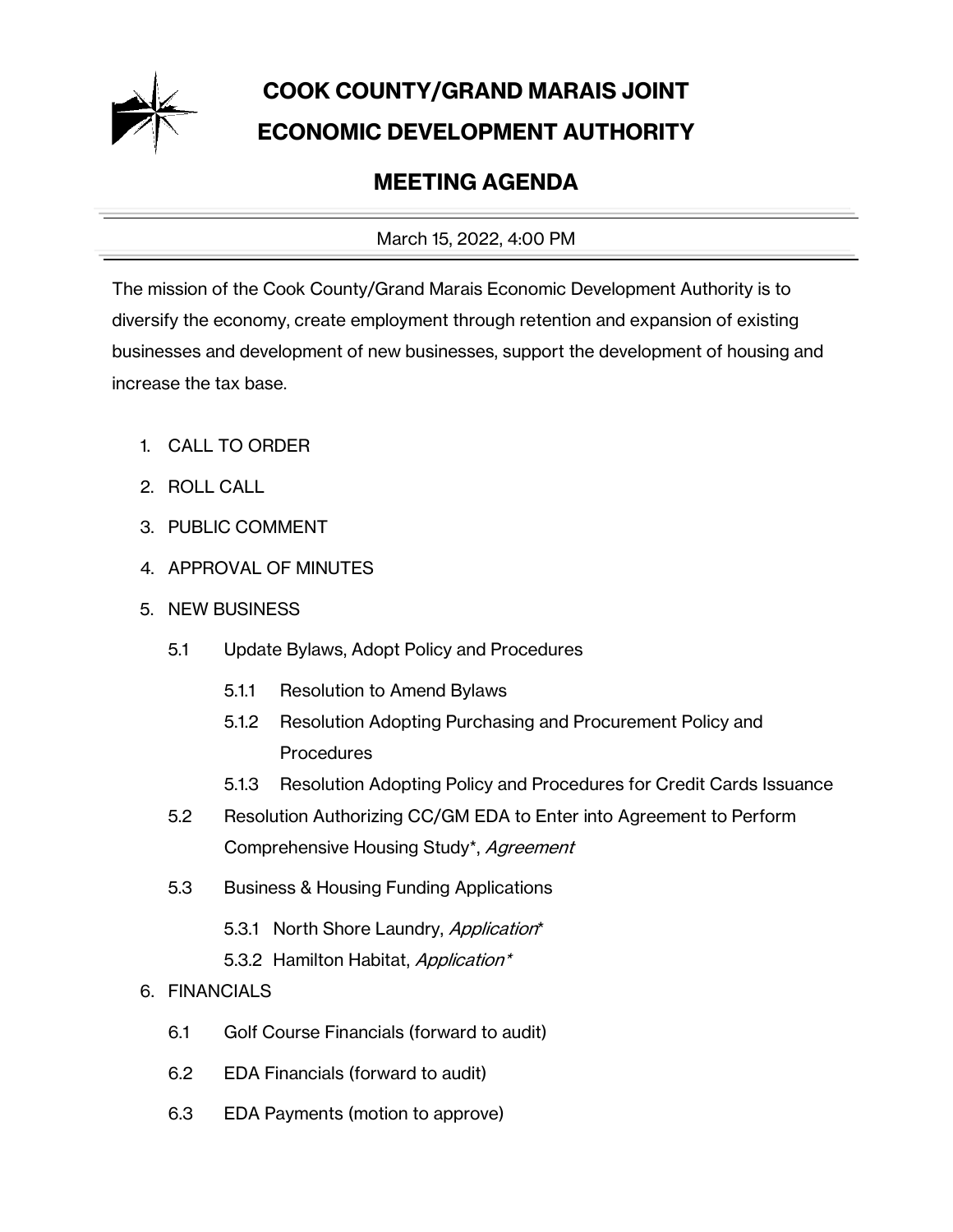# COOK COUNTY/GRAND MARAIS JOINT ECONOMIC DEVELOPMENT AUTHORITY

## MEETING AGENDA

March 15, 2022, 4:00 PM

The mission of the Cook County/Grand Marais Economic Development Authority is to diversify the economy, create employment through retention and expansion of existing businesses and development of new businesses, support the development of housing and increase the tax base.

1. CALL TO ORDER
2. ROLL CALL
3. PUBLIC COMMENT
4. APPROVAL OF MINUTES
5. NEW BUSINESS
   - 5.1 Update Bylaws, Adopt Policy and Procedures
     - 5.1.1 Resolution to Amend Bylaws
     - 5.1.2 Resolution Adopting Purchasing and Procurement Policy and Procedures
     - 5.1.3 Resolution Adopting Policy and Procedures for Credit Cards Issuance
   - 5.2 Resolution Authorizing CC/GM EDA to Enter into Agreement to Perform Comprehensive Housing Study*, *Agreement*
   - 5.3 Business & Housing Funding Applications
     - 5.3.1 North Shore Laundry, *Application**
     - 5.3.2 Hamilton Habitat, *Application**
6. FINANCIALS
   - 6.1 Golf Course Financials (forward to audit)
   - 6.2 EDA Financials (forward to audit)
   - 6.3 EDA Payments (motion to approve)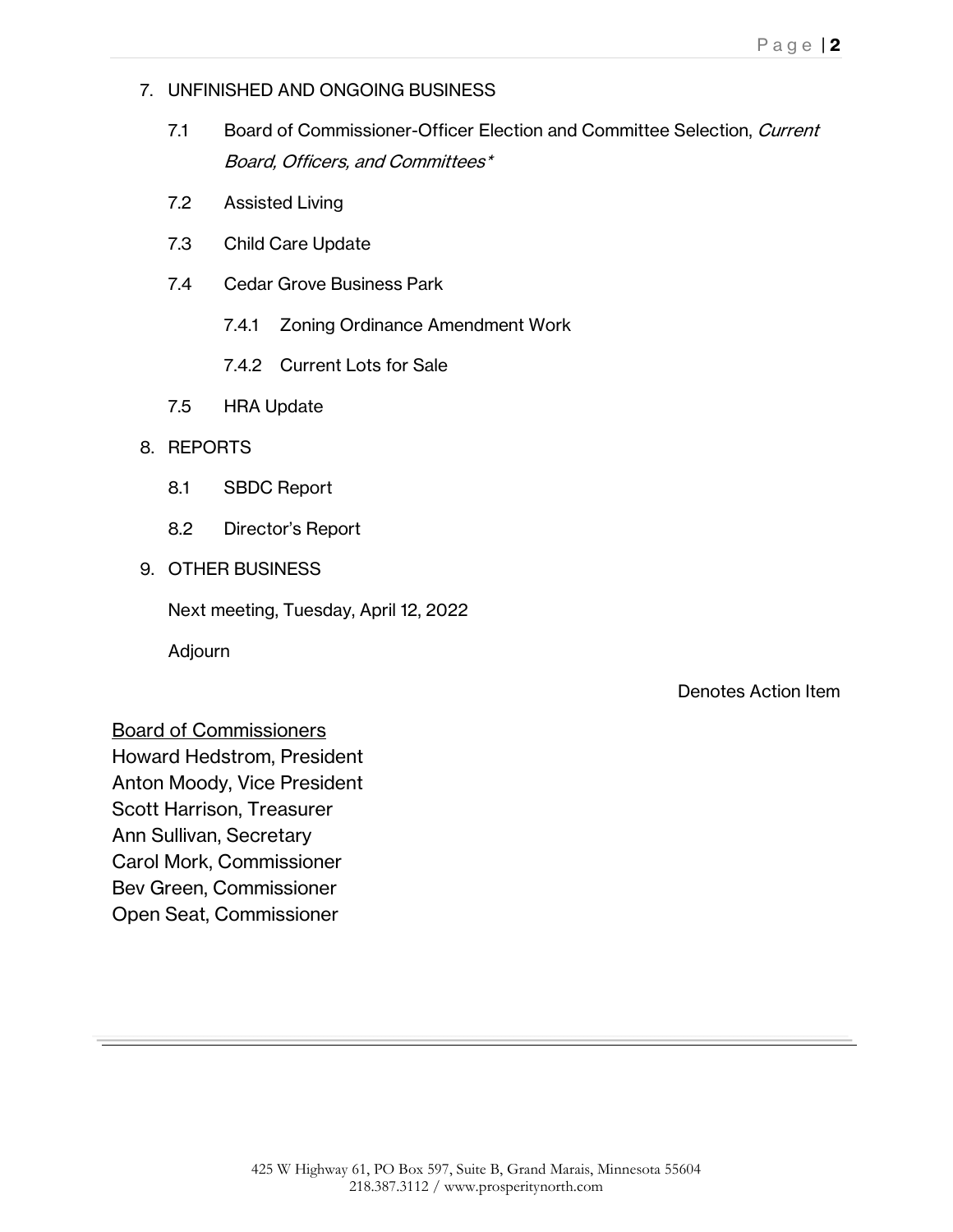7. UNFINISHED AND ONGOING BUSINESS

   7.1 Board of Commissioner-Officer Election and Committee Selection, *Current Board, Officers, and Committees\**

   7.2 Assisted Living

   7.3 Child Care Update

   7.4 Cedar Grove Business Park

      7.4.1 Zoning Ordinance Amendment Work

      7.4.2 Current Lots for Sale

   7.5 HRA Update

8. REPORTS

   8.1 SBDC Report

   8.2 Director's Report

9. OTHER BUSINESS

   Next meeting, Tuesday, April 12, 2022

   Adjourn

Denotes Action Item

<u>Board of Commissioners</u>
Howard Hedstrom, President
Anton Moody, Vice President
Scott Harrison, Treasurer
Ann Sullivan, Secretary
Carol Mork, Commissioner
Bev Green, Commissioner
Open Seat, Commissioner

425 W Highway 61, PO Box 597, Suite B, Grand Marais, Minnesota 55604
218.387.3112 / www.prosperitynorth.com